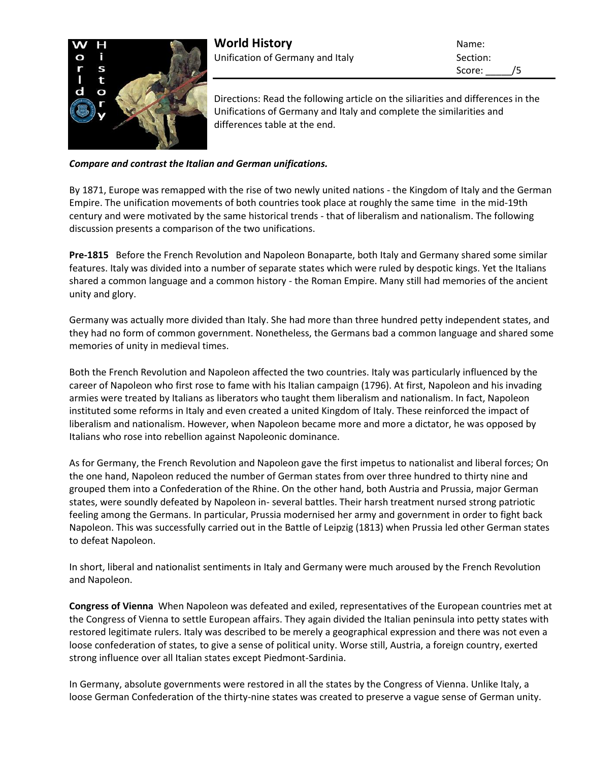# World History

Unification of Germany and Italy

Name:
Section:
Score: _____/5

Directions: Read the following article on the siliarities and differences in the Unifications of Germany and Italy and complete the similarities and differences table at the end.

***Compare and contrast the Italian and German unifications.***

By 1871, Europe was remapped with the rise of two newly united nations - the Kingdom of Italy and the German Empire. The unification movements of both countries took place at roughly the same time in the mid-19th century and were motivated by the same historical trends - that of liberalism and nationalism. The following discussion presents a comparison of the two unifications.

**Pre-1815** Before the French Revolution and Napoleon Bonaparte, both Italy and Germany shared some similar features. Italy was divided into a number of separate states which were ruled by despotic kings. Yet the Italians shared a common language and a common history - the Roman Empire. Many still had memories of the ancient unity and glory.

Germany was actually more divided than Italy. She had more than three hundred petty independent states, and they had no form of common government. Nonetheless, the Germans bad a common language and shared some memories of unity in medieval times.

Both the French Revolution and Napoleon affected the two countries. Italy was particularly influenced by the career of Napoleon who first rose to fame with his Italian campaign (1796). At first, Napoleon and his invading armies were treated by Italians as liberators who taught them liberalism and nationalism. In fact, Napoleon instituted some reforms in Italy and even created a united Kingdom of Italy. These reinforced the impact of liberalism and nationalism. However, when Napoleon became more and more a dictator, he was opposed by Italians who rose into rebellion against Napoleonic dominance.

As for Germany, the French Revolution and Napoleon gave the first impetus to nationalist and liberal forces; On the one hand, Napoleon reduced the number of German states from over three hundred to thirty nine and grouped them into a Confederation of the Rhine. On the other hand, both Austria and Prussia, major German states, were soundly defeated by Napoleon in- several battles. Their harsh treatment nursed strong patriotic feeling among the Germans. In particular, Prussia modernised her army and government in order to fight back Napoleon. This was successfully carried out in the Battle of Leipzig (1813) when Prussia led other German states to defeat Napoleon.

In short, liberal and nationalist sentiments in Italy and Germany were much aroused by the French Revolution and Napoleon.

**Congress of Vienna** When Napoleon was defeated and exiled, representatives of the European countries met at the Congress of Vienna to settle European affairs. They again divided the Italian peninsula into petty states with restored legitimate rulers. Italy was described to be merely a geographical expression and there was not even a loose confederation of states, to give a sense of political unity. Worse still, Austria, a foreign country, exerted strong influence over all Italian states except Piedmont-Sardinia.

In Germany, absolute governments were restored in all the states by the Congress of Vienna. Unlike Italy, a loose German Confederation of the thirty-nine states was created to preserve a vague sense of German unity.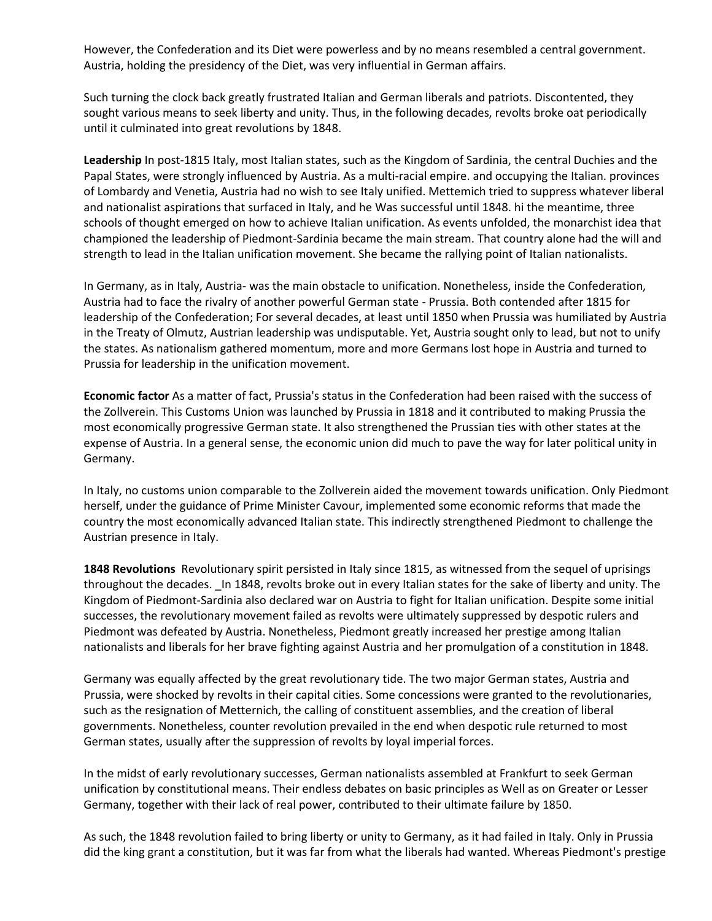However, the Confederation and its Diet were powerless and by no means resembled a central government. Austria, holding the presidency of the Diet, was very influential in German affairs.

Such turning the clock back greatly frustrated Italian and German liberals and patriots. Discontented, they sought various means to seek liberty and unity. Thus, in the following decades, revolts broke oat periodically until it culminated into great revolutions by 1848.

**Leadership** In post-1815 Italy, most Italian states, such as the Kingdom of Sardinia, the central Duchies and the Papal States, were strongly influenced by Austria. As a multi-racial empire. and occupying the Italian. provinces of Lombardy and Venetia, Austria had no wish to see Italy unified. Mettemich tried to suppress whatever liberal and nationalist aspirations that surfaced in Italy, and he Was successful until 1848. hi the meantime, three schools of thought emerged on how to achieve Italian unification. As events unfolded, the monarchist idea that championed the leadership of Piedmont-Sardinia became the main stream. That country alone had the will and strength to lead in the Italian unification movement. She became the rallying point of Italian nationalists.

In Germany, as in Italy, Austria- was the main obstacle to unification. Nonetheless, inside the Confederation, Austria had to face the rivalry of another powerful German state - Prussia. Both contended after 1815 for leadership of the Confederation; For several decades, at least until 1850 when Prussia was humiliated by Austria in the Treaty of Olmutz, Austrian leadership was undisputable. Yet, Austria sought only to lead, but not to unify the states. As nationalism gathered momentum, more and more Germans lost hope in Austria and turned to Prussia for leadership in the unification movement.

**Economic factor** As a matter of fact, Prussia's status in the Confederation had been raised with the success of the Zollverein. This Customs Union was launched by Prussia in 1818 and it contributed to making Prussia the most economically progressive German state. It also strengthened the Prussian ties with other states at the expense of Austria. In a general sense, the economic union did much to pave the way for later political unity in Germany.

In Italy, no customs union comparable to the Zollverein aided the movement towards unification. Only Piedmont herself, under the guidance of Prime Minister Cavour, implemented some economic reforms that made the country the most economically advanced Italian state. This indirectly strengthened Piedmont to challenge the Austrian presence in Italy.

**1848 Revolutions** Revolutionary spirit persisted in Italy since 1815, as witnessed from the sequel of uprisings throughout the decades. _In 1848, revolts broke out in every Italian states for the sake of liberty and unity. The Kingdom of Piedmont-Sardinia also declared war on Austria to fight for Italian unification. Despite some initial successes, the revolutionary movement failed as revolts were ultimately suppressed by despotic rulers and Piedmont was defeated by Austria. Nonetheless, Piedmont greatly increased her prestige among Italian nationalists and liberals for her brave fighting against Austria and her promulgation of a constitution in 1848.

Germany was equally affected by the great revolutionary tide. The two major German states, Austria and Prussia, were shocked by revolts in their capital cities. Some concessions were granted to the revolutionaries, such as the resignation of Metternich, the calling of constituent assemblies, and the creation of liberal governments. Nonetheless, counter revolution prevailed in the end when despotic rule returned to most German states, usually after the suppression of revolts by loyal imperial forces.

In the midst of early revolutionary successes, German nationalists assembled at Frankfurt to seek German unification by constitutional means. Their endless debates on basic principles as Well as on Greater or Lesser Germany, together with their lack of real power, contributed to their ultimate failure by 1850.

As such, the 1848 revolution failed to bring liberty or unity to Germany, as it had failed in Italy. Only in Prussia did the king grant a constitution, but it was far from what the liberals had wanted. Whereas Piedmont's prestige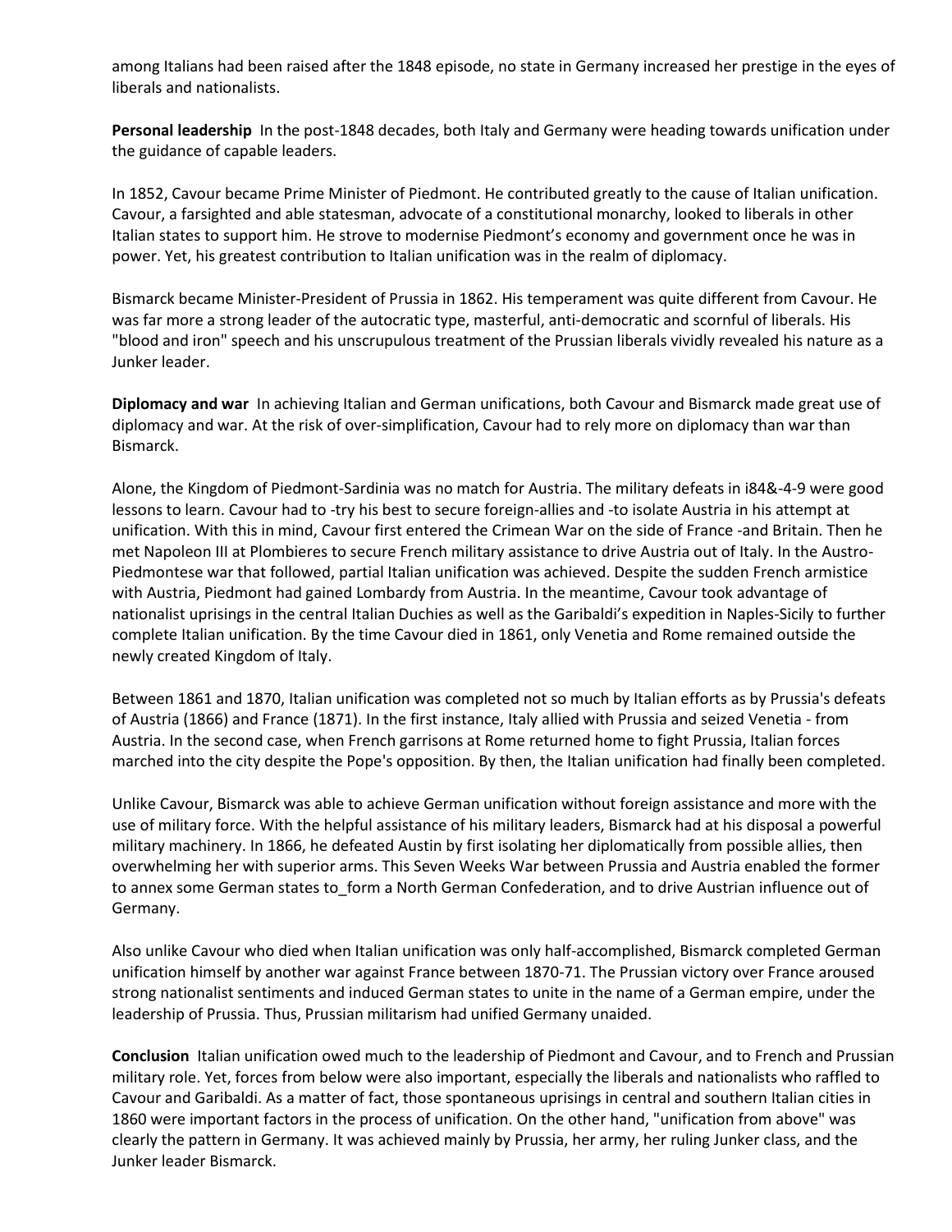among Italians had been raised after the 1848 episode, no state in Germany increased her prestige in the eyes of liberals and nationalists.

**Personal leadership** In the post-1848 decades, both Italy and Germany were heading towards unification under the guidance of capable leaders.

In 1852, Cavour became Prime Minister of Piedmont. He contributed greatly to the cause of Italian unification. Cavour, a farsighted and able statesman, advocate of a constitutional monarchy, looked to liberals in other Italian states to support him. He strove to modernise Piedmont's economy and government once he was in power. Yet, his greatest contribution to Italian unification was in the realm of diplomacy.

Bismarck became Minister-President of Prussia in 1862. His temperament was quite different from Cavour. He was far more a strong leader of the autocratic type, masterful, anti-democratic and scornful of liberals. His "blood and iron" speech and his unscrupulous treatment of the Prussian liberals vividly revealed his nature as a Junker leader.

**Diplomacy and war** In achieving Italian and German unifications, both Cavour and Bismarck made great use of diplomacy and war. At the risk of over-simplification, Cavour had to rely more on diplomacy than war than Bismarck.

Alone, the Kingdom of Piedmont-Sardinia was no match for Austria. The military defeats in i84&-4-9 were good lessons to learn. Cavour had to -try his best to secure foreign-allies and -to isolate Austria in his attempt at unification. With this in mind, Cavour first entered the Crimean War on the side of France -and Britain. Then he met Napoleon III at Plombieres to secure French military assistance to drive Austria out of Italy. In the Austro-Piedmontese war that followed, partial Italian unification was achieved. Despite the sudden French armistice with Austria, Piedmont had gained Lombardy from Austria. In the meantime, Cavour took advantage of nationalist uprisings in the central Italian Duchies as well as the Garibaldi's expedition in Naples-Sicily to further complete Italian unification. By the time Cavour died in 1861, only Venetia and Rome remained outside the newly created Kingdom of Italy.

Between 1861 and 1870, Italian unification was completed not so much by Italian efforts as by Prussia's defeats of Austria (1866) and France (1871). In the first instance, Italy allied with Prussia and seized Venetia - from Austria. In the second case, when French garrisons at Rome returned home to fight Prussia, Italian forces marched into the city despite the Pope's opposition. By then, the Italian unification had finally been completed.

Unlike Cavour, Bismarck was able to achieve German unification without foreign assistance and more with the use of military force. With the helpful assistance of his military leaders, Bismarck had at his disposal a powerful military machinery. In 1866, he defeated Austin by first isolating her diplomatically from possible allies, then overwhelming her with superior arms. This Seven Weeks War between Prussia and Austria enabled the former to annex some German states to_form a North German Confederation, and to drive Austrian influence out of Germany.

Also unlike Cavour who died when Italian unification was only half-accomplished, Bismarck completed German unification himself by another war against France between 1870-71. The Prussian victory over France aroused strong nationalist sentiments and induced German states to unite in the name of a German empire, under the leadership of Prussia. Thus, Prussian militarism had unified Germany unaided.

**Conclusion** Italian unification owed much to the leadership of Piedmont and Cavour, and to French and Prussian military role. Yet, forces from below were also important, especially the liberals and nationalists who raffled to Cavour and Garibaldi. As a matter of fact, those spontaneous uprisings in central and southern Italian cities in 1860 were important factors in the process of unification. On the other hand, "unification from above" was clearly the pattern in Germany. It was achieved mainly by Prussia, her army, her ruling Junker class, and the Junker leader Bismarck.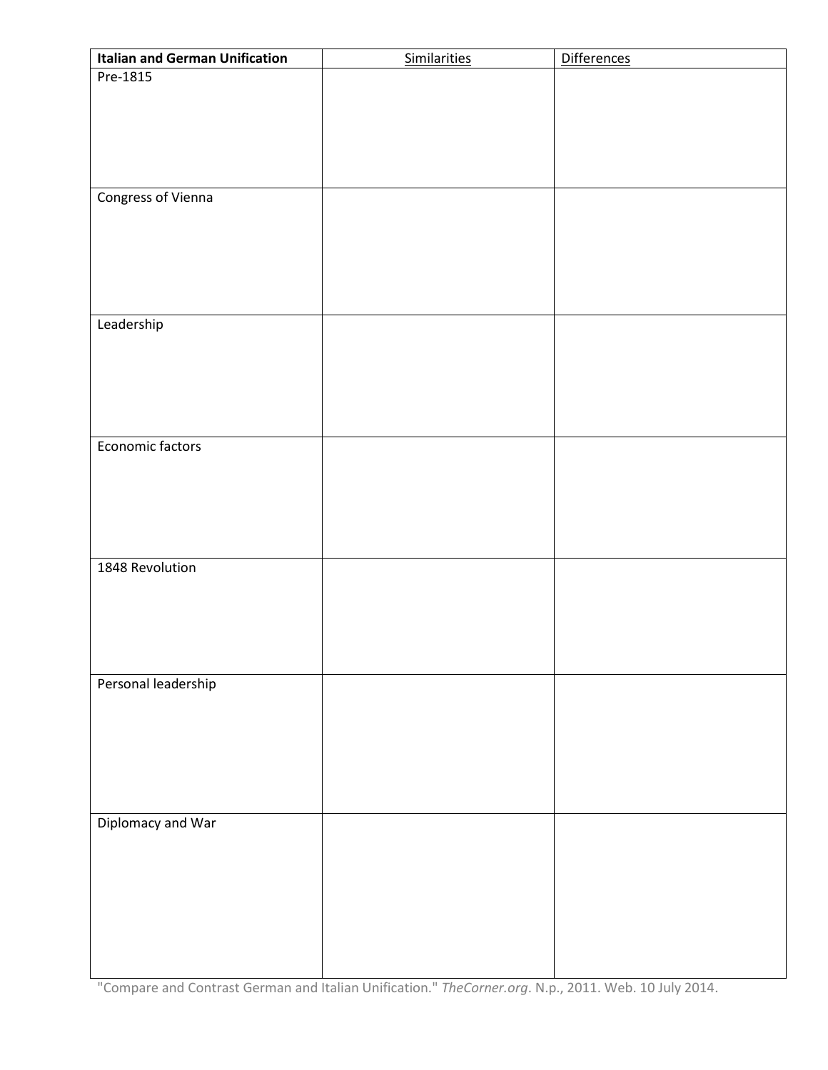| **Italian and German Unification** | Similarities | Differences |
|---|---|---|
| Pre-1815 | | |
| Congress of Vienna | | |
| Leadership | | |
| Economic factors | | |
| 1848 Revolution | | |
| Personal leadership | | |
| Diplomacy and War | | |

"Compare and Contrast German and Italian Unification." *TheCorner.org*. N.p., 2011. Web. 10 July 2014.